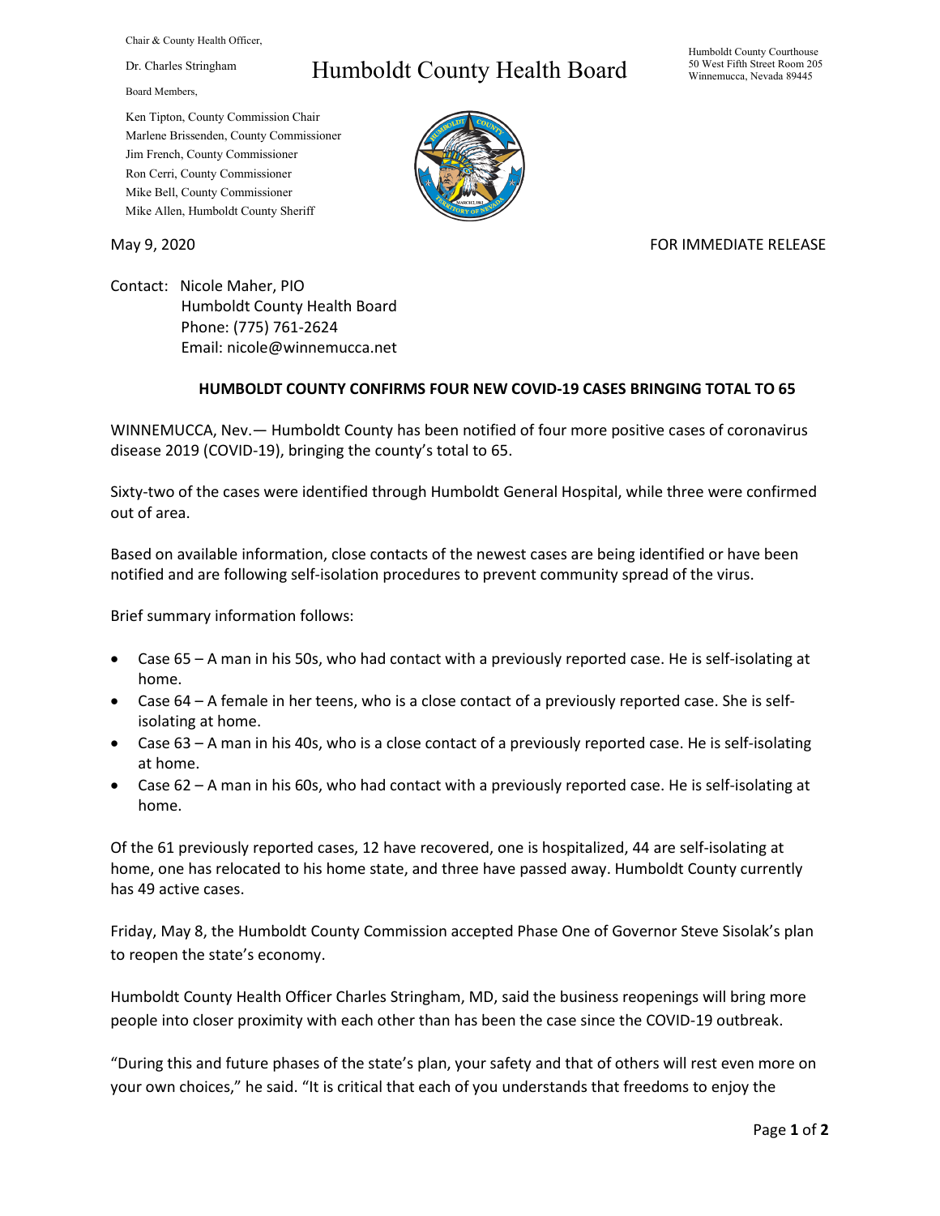Chair & County Health Officer,

Dr. Charles Stringham

Board Members,

Ken Tipton, County Commission Chair
Marlene Brissenden, County Commissioner
Jim French, County Commissioner
Ron Cerri, County Commissioner
Mike Bell, County Commissioner
Mike Allen, Humboldt County Sheriff

# Humboldt County Health Board

Humboldt County Courthouse
50 West Fifth Street Room 205
Winnemucca, Nevada 89445

May 9, 2020

FOR IMMEDIATE RELEASE

Contact: Nicole Maher, PIO
Humboldt County Health Board
Phone: (775) 761-2624
Email: nicole@winnemucca.net

**HUMBOLDT COUNTY CONFIRMS FOUR NEW COVID-19 CASES BRINGING TOTAL TO 65**

WINNEMUCCA, Nev.— Humboldt County has been notified of four more positive cases of coronavirus disease 2019 (COVID-19), bringing the county's total to 65.

Sixty-two of the cases were identified through Humboldt General Hospital, while three were confirmed out of area.

Based on available information, close contacts of the newest cases are being identified or have been notified and are following self-isolation procedures to prevent community spread of the virus.

Brief summary information follows:

- Case 65 – A man in his 50s, who had contact with a previously reported case. He is self-isolating at home.
- Case 64 – A female in her teens, who is a close contact of a previously reported case. She is self-isolating at home.
- Case 63 – A man in his 40s, who is a close contact of a previously reported case. He is self-isolating at home.
- Case 62 – A man in his 60s, who had contact with a previously reported case. He is self-isolating at home.

Of the 61 previously reported cases, 12 have recovered, one is hospitalized, 44 are self-isolating at home, one has relocated to his home state, and three have passed away. Humboldt County currently has 49 active cases.

Friday, May 8, the Humboldt County Commission accepted Phase One of Governor Steve Sisolak's plan to reopen the state's economy.

Humboldt County Health Officer Charles Stringham, MD, said the business reopenings will bring more people into closer proximity with each other than has been the case since the COVID-19 outbreak.

"During this and future phases of the state's plan, your safety and that of others will rest even more on your own choices," he said. "It is critical that each of you understands that freedoms to enjoy the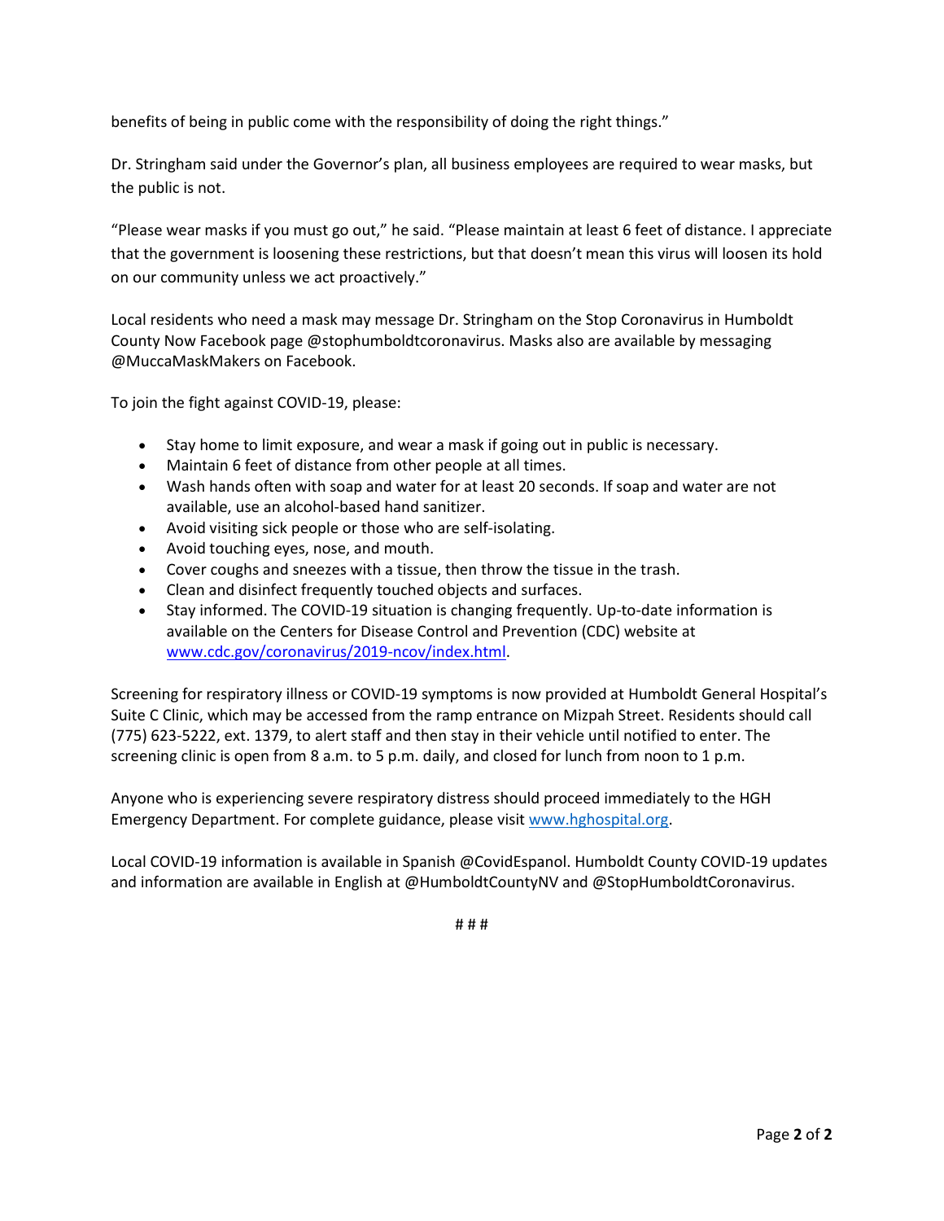benefits of being in public come with the responsibility of doing the right things."

Dr. Stringham said under the Governor's plan, all business employees are required to wear masks, but the public is not.

"Please wear masks if you must go out," he said. "Please maintain at least 6 feet of distance. I appreciate that the government is loosening these restrictions, but that doesn't mean this virus will loosen its hold on our community unless we act proactively."

Local residents who need a mask may message Dr. Stringham on the Stop Coronavirus in Humboldt County Now Facebook page @stophumboldtcoronavirus. Masks also are available by messaging @MuccaMaskMakers on Facebook.

To join the fight against COVID-19, please:

- Stay home to limit exposure, and wear a mask if going out in public is necessary.
- Maintain 6 feet of distance from other people at all times.
- Wash hands often with soap and water for at least 20 seconds. If soap and water are not available, use an alcohol-based hand sanitizer.
- Avoid visiting sick people or those who are self-isolating.
- Avoid touching eyes, nose, and mouth.
- Cover coughs and sneezes with a tissue, then throw the tissue in the trash.
- Clean and disinfect frequently touched objects and surfaces.
- Stay informed. The COVID-19 situation is changing frequently. Up-to-date information is available on the Centers for Disease Control and Prevention (CDC) website at [www.cdc.gov/coronavirus/2019-ncov/index.html](www.cdc.gov/coronavirus/2019-ncov/index.html).

Screening for respiratory illness or COVID-19 symptoms is now provided at Humboldt General Hospital's Suite C Clinic, which may be accessed from the ramp entrance on Mizpah Street. Residents should call (775) 623-5222, ext. 1379, to alert staff and then stay in their vehicle until notified to enter. The screening clinic is open from 8 a.m. to 5 p.m. daily, and closed for lunch from noon to 1 p.m.

Anyone who is experiencing severe respiratory distress should proceed immediately to the HGH Emergency Department. For complete guidance, please visit [www.hghospital.org](www.hghospital.org).

Local COVID-19 information is available in Spanish @CovidEspanol. Humboldt County COVID-19 updates and information are available in English at @HumboldtCountyNV and @StopHumboldtCoronavirus.

# # #